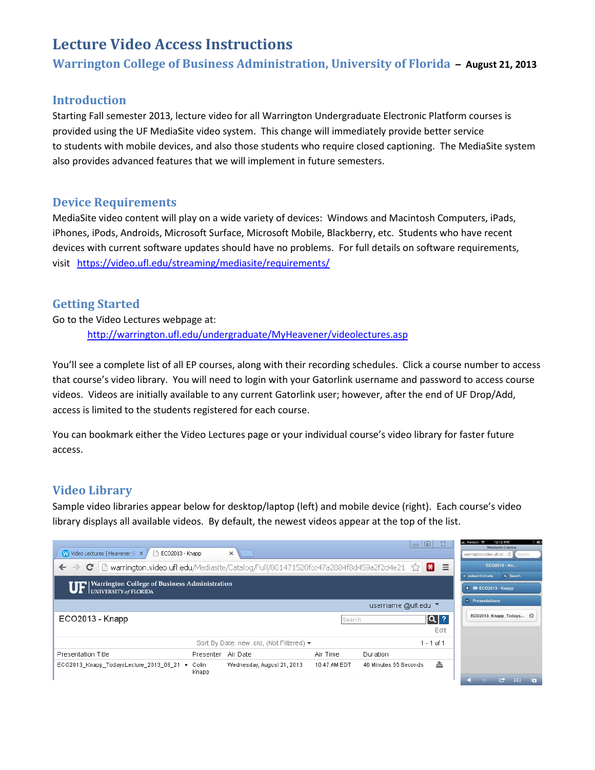# Lecture Video Access Instructions

## Warrington College of Business Administration, University of Florida – August 21, 2013

## Introduction

Starting Fall semester 2013, lecture video for all Warrington Undergraduate Electronic Platform courses is provided using the UF MediaSite video system. This change will immediately provide better service to students with mobile devices, and also those students who require closed captioning. The MediaSite system also provides advanced features that we will implement in future semesters.

## Device Requirements

MediaSite video content will play on a wide variety of devices: Windows and Macintosh Computers, iPads, iPhones, iPods, Androids, Microsoft Surface, Microsoft Mobile, Blackberry, etc. Students who have recent devices with current software updates should have no problems. For full details on software requirements, visit [https://video.ufl.edu/streaming/mediasite/requirements/](https://video.ufl.edu/streaming/mediasite/requirements/)

## Getting Started

Go to the Video Lectures webpage at:

[http://warrington.ufl.edu/undergraduate/MyHeavener/videolectures.asp](http://warrington.ufl.edu/undergraduate/MyHeavener/videolectures.asp)

You'll see a complete list of all EP courses, along with their recording schedules. Click a course number to access that course's video library. You will need to login with your Gatorlink username and password to access course videos. Videos are initially available to any current Gatorlink user; however, after the end of UF Drop/Add, access is limited to the students registered for each course.

You can bookmark either the Video Lectures page or your individual course's video library for faster future access.

## Video Library

Sample video libraries appear below for desktop/laptop (left) and mobile device (right). Each course's video library displays all available videos. By default, the newest videos appear at the top of the list.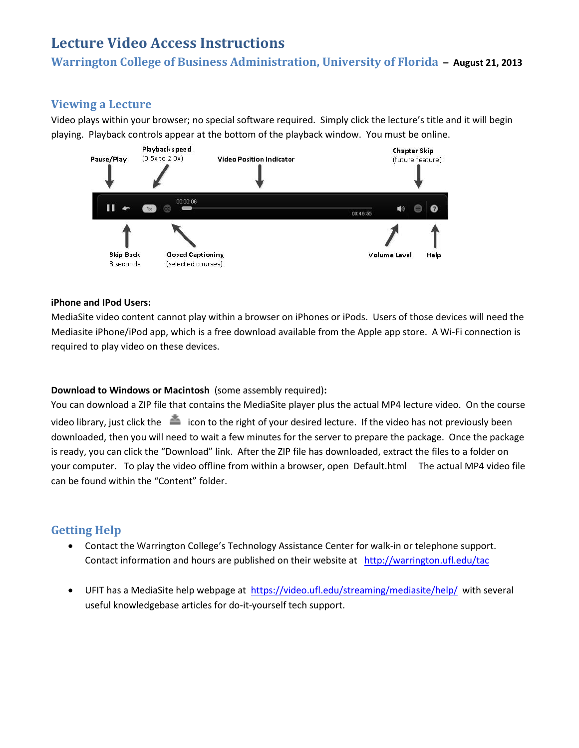# Lecture Video Access Instructions

## Warrington College of Business Administration, University of Florida – August 21, 2013

## Viewing a Lecture

Video plays within your browser; no special software required. Simply click the lecture's title and it will begin playing. Playback controls appear at the bottom of the playback window. You must be online.

Pause/Play
Playback speed (0.5x to 2.0x)
Video Position Indicator
Chapter Skip (future feature)
00:00:06
00:46:55
Skip Back 3 seconds
Closed Captioning (selected courses)
Volume Level
Help

**iPhone and IPod Users:**

MediaSite video content cannot play within a browser on iPhones or iPods. Users of those devices will need the Mediasite iPhone/iPod app, which is a free download available from the Apple app store. A Wi-Fi connection is required to play video on these devices.

**Download to Windows or Macintosh** (some assembly required)**:**

You can download a ZIP file that contains the MediaSite player plus the actual MP4 lecture video. On the course video library, just click the icon to the right of your desired lecture. If the video has not previously been downloaded, then you will need to wait a few minutes for the server to prepare the package. Once the package is ready, you can click the "Download" link. After the ZIP file has downloaded, extract the files to a folder on your computer. To play the video offline from within a browser, open Default.html The actual MP4 video file can be found within the "Content" folder.

## Getting Help

- Contact the Warrington College's Technology Assistance Center for walk-in or telephone support. Contact information and hours are published on their website at http://warrington.ufl.edu/tac
- UFIT has a MediaSite help webpage at https://video.ufl.edu/streaming/mediasite/help/ with several useful knowledgebase articles for do-it-yourself tech support.